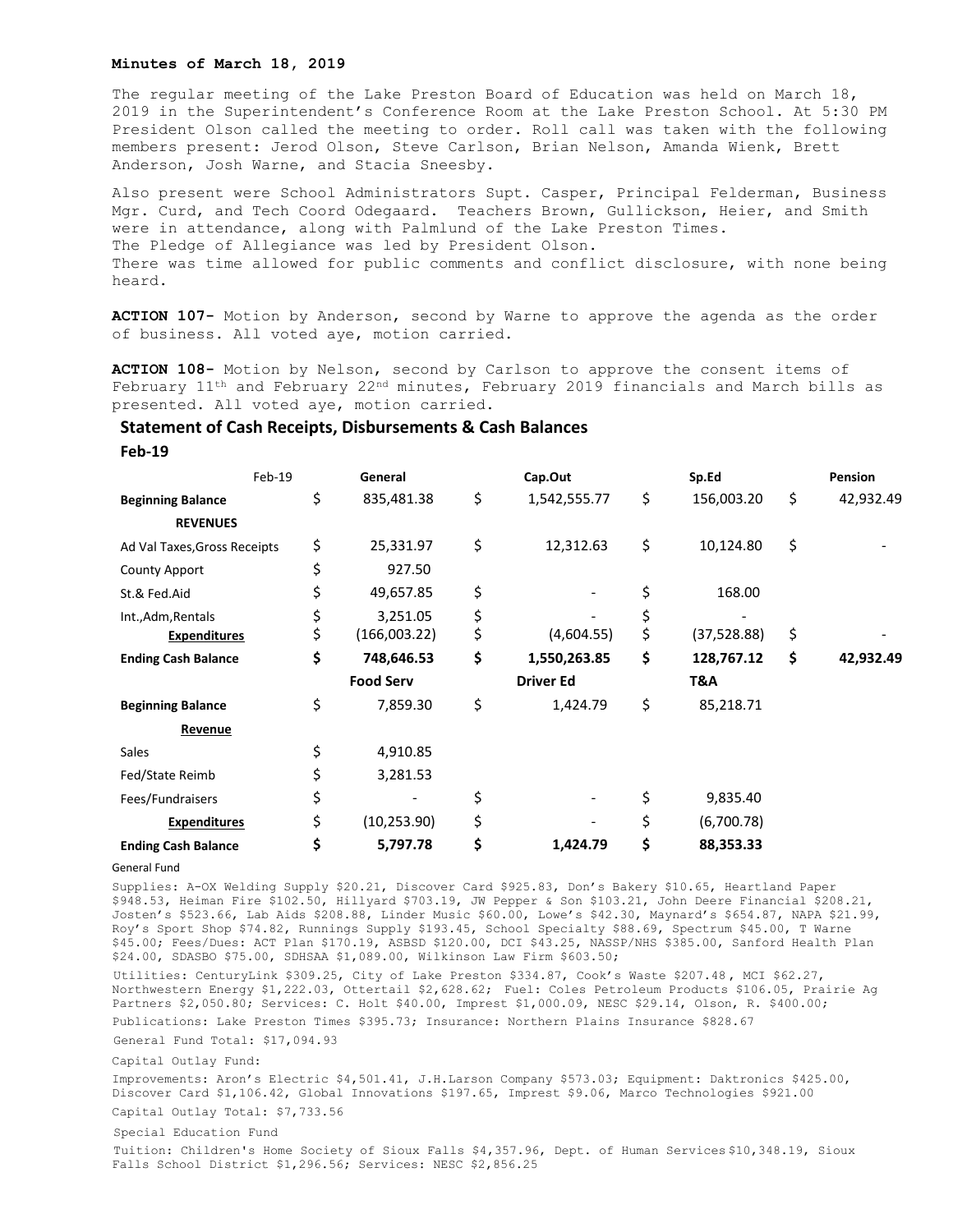**Minutes of March 18, 2019**

The regular meeting of the Lake Preston Board of Education was held on March 18, 2019 in the Superintendent's Conference Room at the Lake Preston School. At 5:30 PM President Olson called the meeting to order. Roll call was taken with the following members present: Jerod Olson, Steve Carlson, Brian Nelson, Amanda Wienk, Brett Anderson, Josh Warne, and Stacia Sneesby.

Also present were School Administrators Supt. Casper, Principal Felderman, Business Mgr. Curd, and Tech Coord Odegaard. Teachers Brown, Gullickson, Heier, and Smith were in attendance, along with Palmlund of the Lake Preston Times.
The Pledge of Allegiance was led by President Olson.
There was time allowed for public comments and conflict disclosure, with none being heard.

**ACTION 107-** Motion by Anderson, second by Warne to approve the agenda as the order of business. All voted aye, motion carried.

**ACTION 108-** Motion by Nelson, second by Carlson to approve the consent items of February 11th and February 22nd minutes, February 2019 financials and March bills as presented. All voted aye, motion carried.

## Statement of Cash Receipts, Disbursements & Cash Balances

**Feb-19**

| Feb-19 | General | Cap.Out | Sp.Ed | Pension |
|---|---|---|---|---|
| **Beginning Balance** | $ 835,481.38 | $ 1,542,555.77 | $ 156,003.20 | $ 42,932.49 |
| **REVENUES** | | | | |
| Ad Val Taxes,Gross Receipts | $ 25,331.97 | $ 12,312.63 | $ 10,124.80 | $ - |
| County Apport | $ 927.50 | | | |
| St.& Fed.Aid | $ 49,657.85 | $ - | $ 168.00 | |
| Int.,Adm,Rentals | $ 3,251.05 | $ - | $ - | |
| **Expenditures** | $ (166,003.22) | $ (4,604.55) | $ (37,528.88) | $ - |
| **Ending Cash Balance** | **$ 748,646.53** | **$ 1,550,263.85** | **$ 128,767.12** | **$ 42,932.49** |
| | **Food Serv** | **Driver Ed** | **T&A** | |
| **Beginning Balance** | $ 7,859.30 | $ 1,424.79 | $ 85,218.71 | |
| **Revenue** | | | | |
| Sales | $ 4,910.85 | | | |
| Fed/State Reimb | $ 3,281.53 | | | |
| Fees/Fundraisers | $ - | $ - | $ 9,835.40 | |
| **Expenditures** | $ (10,253.90) | $ - | $ (6,700.78) | |
| **Ending Cash Balance** | **$ 5,797.78** | **$ 1,424.79** | **$ 88,353.33** | |

General Fund

Supplies: A-OX Welding Supply $20.21, Discover Card $925.83, Don's Bakery $10.65, Heartland Paper $948.53, Heiman Fire $102.50, Hillyard $703.19, JW Pepper & Son $103.21, John Deere Financial $208.21, Josten's $523.66, Lab Aids $208.88, Linder Music $60.00, Lowe's $42.30, Maynard's $654.87, NAPA $21.99, Roy's Sport Shop $74.82, Runnings Supply $193.45, School Specialty $88.69, Spectrum $45.00, T Warne $45.00; Fees/Dues: ACT Plan $170.19, ASBSD $120.00, DCI $43.25, NASSP/NHS $385.00, Sanford Health Plan $24.00, SDASBO $75.00, SDHSAA $1,089.00, Wilkinson Law Firm $603.50;

Utilities: CenturyLink $309.25, City of Lake Preston $334.87, Cook's Waste $207.48, MCI $62.27, Northwestern Energy $1,222.03, Ottertail $2,628.62; Fuel: Coles Petroleum Products $106.05, Prairie Ag Partners $2,050.80; Services: C. Holt $40.00, Imprest $1,000.09, NESC $29.14, Olson, R. $400.00;

Publications: Lake Preston Times $395.73; Insurance: Northern Plains Insurance $828.67

General Fund Total: $17,094.93

Capital Outlay Fund:

Improvements: Aron's Electric $4,501.41, J.H.Larson Company $573.03; Equipment: Daktronics $425.00, Discover Card $1,106.42, Global Innovations $197.65, Imprest $9.06, Marco Technologies $921.00

Capital Outlay Total: $7,733.56

Special Education Fund

Tuition: Children's Home Society of Sioux Falls $4,357.96, Dept. of Human Services $10,348.19, Sioux Falls School District $1,296.56; Services: NESC $2,856.25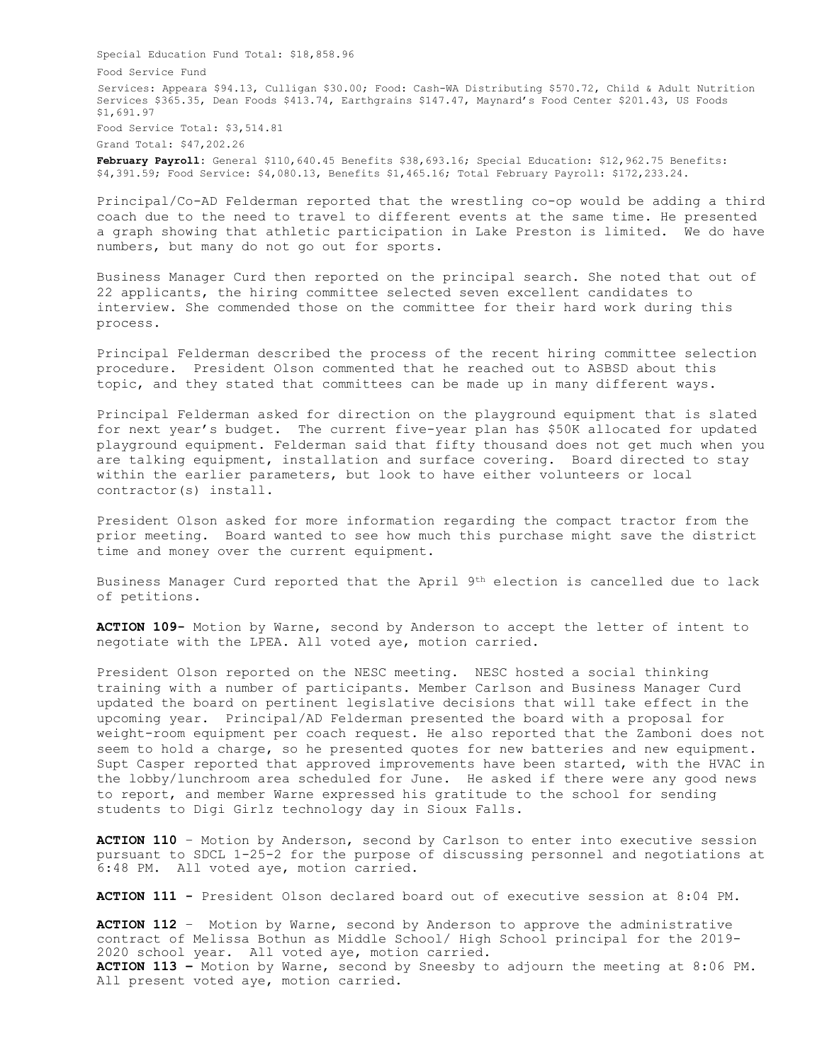Special Education Fund Total: $18,858.96

Food Service Fund

Services: Appeara $94.13, Culligan $30.00; Food: Cash-WA Distributing $570.72, Child & Adult Nutrition Services $365.35, Dean Foods $413.74, Earthgrains $147.47, Maynard's Food Center $201.43, US Foods $1,691.97

Food Service Total: $3,514.81

Grand Total: $47,202.26

**February Payroll**: General $110,640.45 Benefits $38,693.16; Special Education: $12,962.75 Benefits: $4,391.59; Food Service: $4,080.13, Benefits $1,465.16; Total February Payroll: $172,233.24.

Principal/Co-AD Felderman reported that the wrestling co-op would be adding a third coach due to the need to travel to different events at the same time. He presented a graph showing that athletic participation in Lake Preston is limited. We do have numbers, but many do not go out for sports.

Business Manager Curd then reported on the principal search. She noted that out of 22 applicants, the hiring committee selected seven excellent candidates to interview. She commended those on the committee for their hard work during this process.

Principal Felderman described the process of the recent hiring committee selection procedure. President Olson commented that he reached out to ASBSD about this topic, and they stated that committees can be made up in many different ways.

Principal Felderman asked for direction on the playground equipment that is slated for next year's budget. The current five-year plan has $50K allocated for updated playground equipment. Felderman said that fifty thousand does not get much when you are talking equipment, installation and surface covering. Board directed to stay within the earlier parameters, but look to have either volunteers or local contractor(s) install.

President Olson asked for more information regarding the compact tractor from the prior meeting. Board wanted to see how much this purchase might save the district time and money over the current equipment.

Business Manager Curd reported that the April 9th election is cancelled due to lack of petitions.

**ACTION 109-** Motion by Warne, second by Anderson to accept the letter of intent to negotiate with the LPEA. All voted aye, motion carried.

President Olson reported on the NESC meeting. NESC hosted a social thinking training with a number of participants. Member Carlson and Business Manager Curd updated the board on pertinent legislative decisions that will take effect in the upcoming year. Principal/AD Felderman presented the board with a proposal for weight-room equipment per coach request. He also reported that the Zamboni does not seem to hold a charge, so he presented quotes for new batteries and new equipment. Supt Casper reported that approved improvements have been started, with the HVAC in the lobby/lunchroom area scheduled for June. He asked if there were any good news to report, and member Warne expressed his gratitude to the school for sending students to Digi Girlz technology day in Sioux Falls.

**ACTION 110** – Motion by Anderson, second by Carlson to enter into executive session pursuant to SDCL 1-25-2 for the purpose of discussing personnel and negotiations at 6:48 PM. All voted aye, motion carried.

**ACTION 111 -** President Olson declared board out of executive session at 8:04 PM.

**ACTION 112** – Motion by Warne, second by Anderson to approve the administrative contract of Melissa Bothun as Middle School/ High School principal for the 2019-2020 school year. All voted aye, motion carried.

**ACTION 113 –** Motion by Warne, second by Sneesby to adjourn the meeting at 8:06 PM. All present voted aye, motion carried.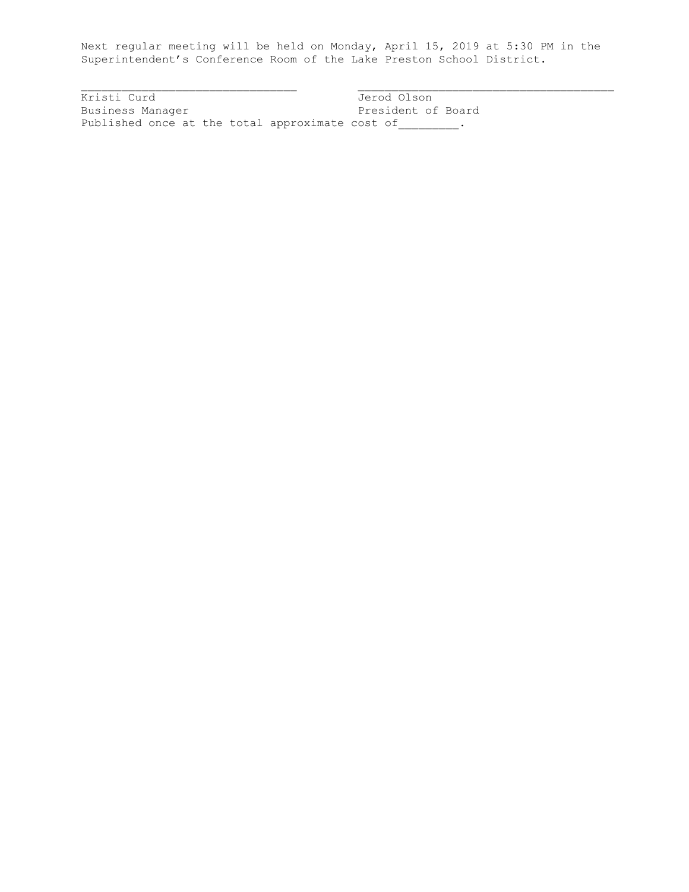Next regular meeting will be held on Monday, April 15, 2019 at 5:30 PM in the Superintendent's Conference Room of the Lake Preston School District.

| | |
|---|---|
| _______________________________ | _____________________________________ |
| Kristi Curd | Jerod Olson |
| Business Manager | President of Board |

Published once at the total approximate cost of_________.